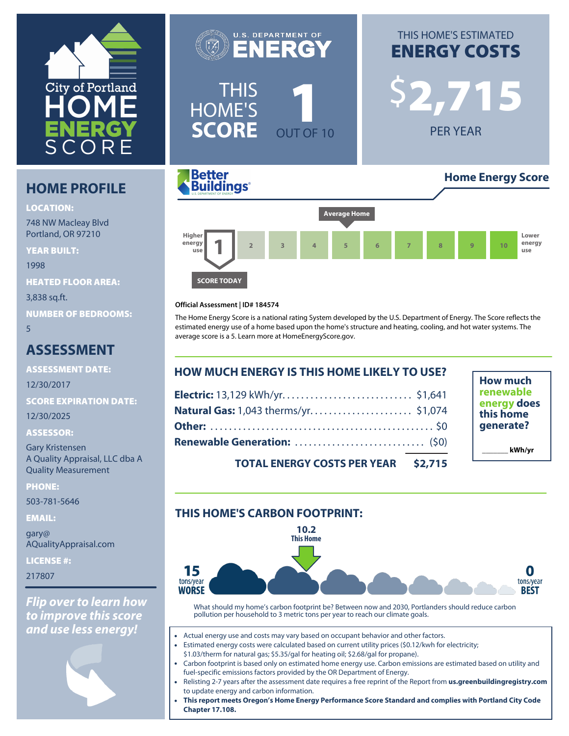# City of Portland HOME ENERGY SCORE

U.S. DEPARTMENT OF ENERGY

## THIS HOME'S SCORE 1 OUT OF 10

## THIS HOME'S ESTIMATED ENERGY COSTS

**$2,715** PER YEAR

## HOME PROFILE

**LOCATION:**
748 NW Macleay Blvd
Portland, OR 97210

**YEAR BUILT:**
1998

**HEATED FLOOR AREA:**
3,838 sq.ft.

**NUMBER OF BEDROOMS:**
5

## ASSESSMENT

**ASSESSMENT DATE:**
12/30/2017

**SCORE EXPIRATION DATE:**
12/30/2025

**ASSESSOR:**
Gary Kristensen
A Quality Appraisal, LLC dba A Quality Measurement

**PHONE:**
503-781-5646

**EMAIL:**
gary@AQualityAppraisal.com

**LICENSE #:**
217807

***Flip over to learn how to improve this score and use less energy!***

Better Buildings — **Home Energy Score**

Higher energy use | **1** | 2 | 3 | 4 | 5 (Average Home) | 6 | 7 | 8 | 9 | 10 | Lower energy use

SCORE TODAY: 1

**Official Assessment | ID# 184574**

The Home Energy Score is a national rating System developed by the U.S. Department of Energy. The Score reflects the estimated energy use of a home based upon the home's structure and heating, cooling, and hot water systems. The average score is a 5. Learn more at HomeEnergyScore.gov.

## HOW MUCH ENERGY IS THIS HOME LIKELY TO USE?

| | |
|---|---|
| **Electric:** 13,129 kWh/yr. | $1,641 |
| **Natural Gas:** 1,043 therms/yr. | $1,074 |
| **Other:** | $0 |
| **Renewable Generation:** | ($0) |
| **TOTAL ENERGY COSTS PER YEAR** | **$2,715** |

**How much renewable energy does this home generate?**

_______ kWh/yr

## THIS HOME'S CARBON FOOTPRINT:

**10.2** This Home

**15** tons/year **WORSE** — **0** tons/year **BEST**

What should my home's carbon footprint be? Between now and 2030, Portlanders should reduce carbon pollution per household to 3 metric tons per year to reach our climate goals.

- Actual energy use and costs may vary based on occupant behavior and other factors.
- Estimated energy costs were calculated based on current utility prices ($0.12/kwh for electricity; $1.03/therm for natural gas; $5.35/gal for heating oil; $2.68/gal for propane).
- Carbon footprint is based only on estimated home energy use. Carbon emissions are estimated based on utility and fuel-specific emissions factors provided by the OR Department of Energy.
- Relisting 2-7 years after the assessment date requires a free reprint of the Report from **us.greenbuildingregistry.com** to update energy and carbon information.
- **This report meets Oregon's Home Energy Performance Score Standard and complies with Portland City Code Chapter 17.108.**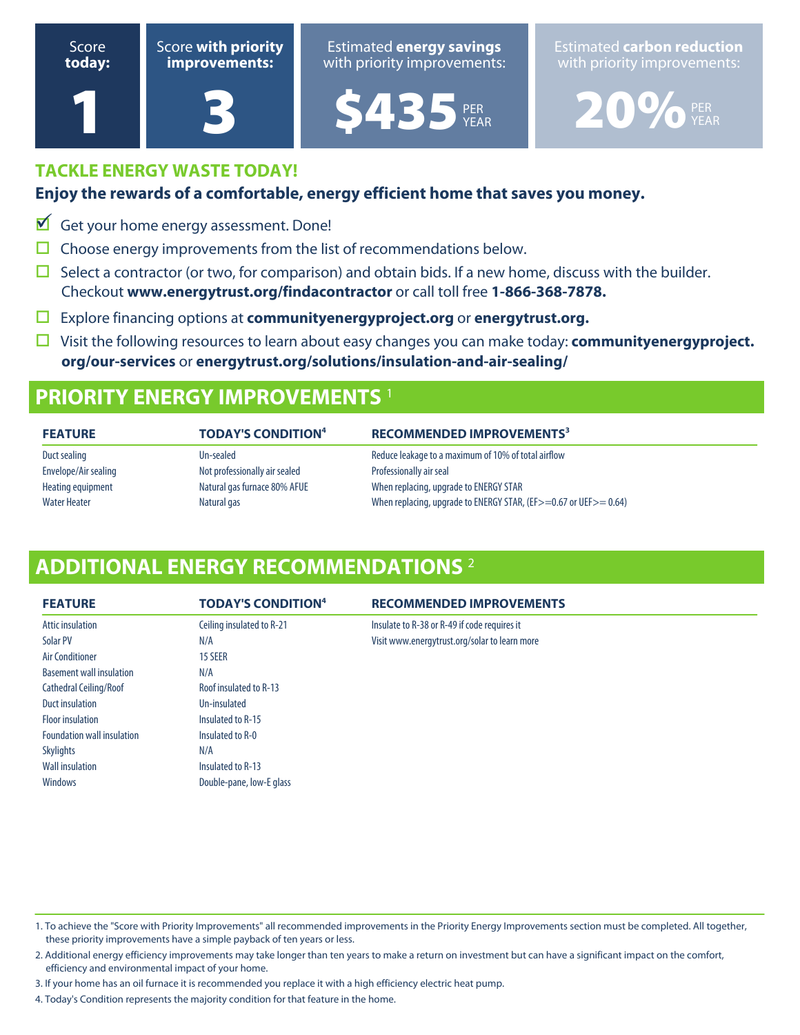| Score **today:** | Score **with priority improvements:** | Estimated **energy savings** with priority improvements: | Estimated **carbon reduction** with priority improvements: |
|---|---|---|---|
| **1** | **3** | **$435** PER YEAR | **20%** PER YEAR |

## TACKLE ENERGY WASTE TODAY!

**Enjoy the rewards of a comfortable, energy efficient home that saves you money.**

- [x] Get your home energy assessment. Done!
- [ ] Choose energy improvements from the list of recommendations below.
- [ ] Select a contractor (or two, for comparison) and obtain bids. If a new home, discuss with the builder. Checkout **www.energytrust.org/findacontractor** or call toll free **1-866-368-7878.**
- [ ] Explore financing options at **communityenergyproject.org** or **energytrust.org.**
- [ ] Visit the following resources to learn about easy changes you can make today: **communityenergyproject.org/our-services** or **energytrust.org/solutions/insulation-and-air-sealing/**

## PRIORITY ENERGY IMPROVEMENTS [1]

| FEATURE | TODAY'S CONDITION[4] | RECOMMENDED IMPROVEMENTS[3] |
|---|---|---|
| Duct sealing | Un-sealed | Reduce leakage to a maximum of 10% of total airflow |
| Envelope/Air sealing | Not professionally air sealed | Professionally air seal |
| Heating equipment | Natural gas furnace 80% AFUE | When replacing, upgrade to ENERGY STAR |
| Water Heater | Natural gas | When replacing, upgrade to ENERGY STAR, (EF>=0.67 or UEF>= 0.64) |

## ADDITIONAL ENERGY RECOMMENDATIONS [2]

| FEATURE | TODAY'S CONDITION[4] | RECOMMENDED IMPROVEMENTS |
|---|---|---|
| Attic insulation | Ceiling insulated to R-21 | Insulate to R-38 or R-49 if code requires it |
| Solar PV | N/A | Visit www.energytrust.org/solar to learn more |
| Air Conditioner | 15 SEER | |
| Basement wall insulation | N/A | |
| Cathedral Ceiling/Roof | Roof insulated to R-13 | |
| Duct insulation | Un-insulated | |
| Floor insulation | Insulated to R-15 | |
| Foundation wall insulation | Insulated to R-0 | |
| Skylights | N/A | |
| Wall insulation | Insulated to R-13 | |
| Windows | Double-pane, low-E glass | |

1. To achieve the "Score with Priority Improvements" all recommended improvements in the Priority Energy Improvements section must be completed. All together, these priority improvements have a simple payback of ten years or less.
2. Additional energy efficiency improvements may take longer than ten years to make a return on investment but can have a significant impact on the comfort, efficiency and environmental impact of your home.
3. If your home has an oil furnace it is recommended you replace it with a high efficiency electric heat pump.
4. Today's Condition represents the majority condition for that feature in the home.